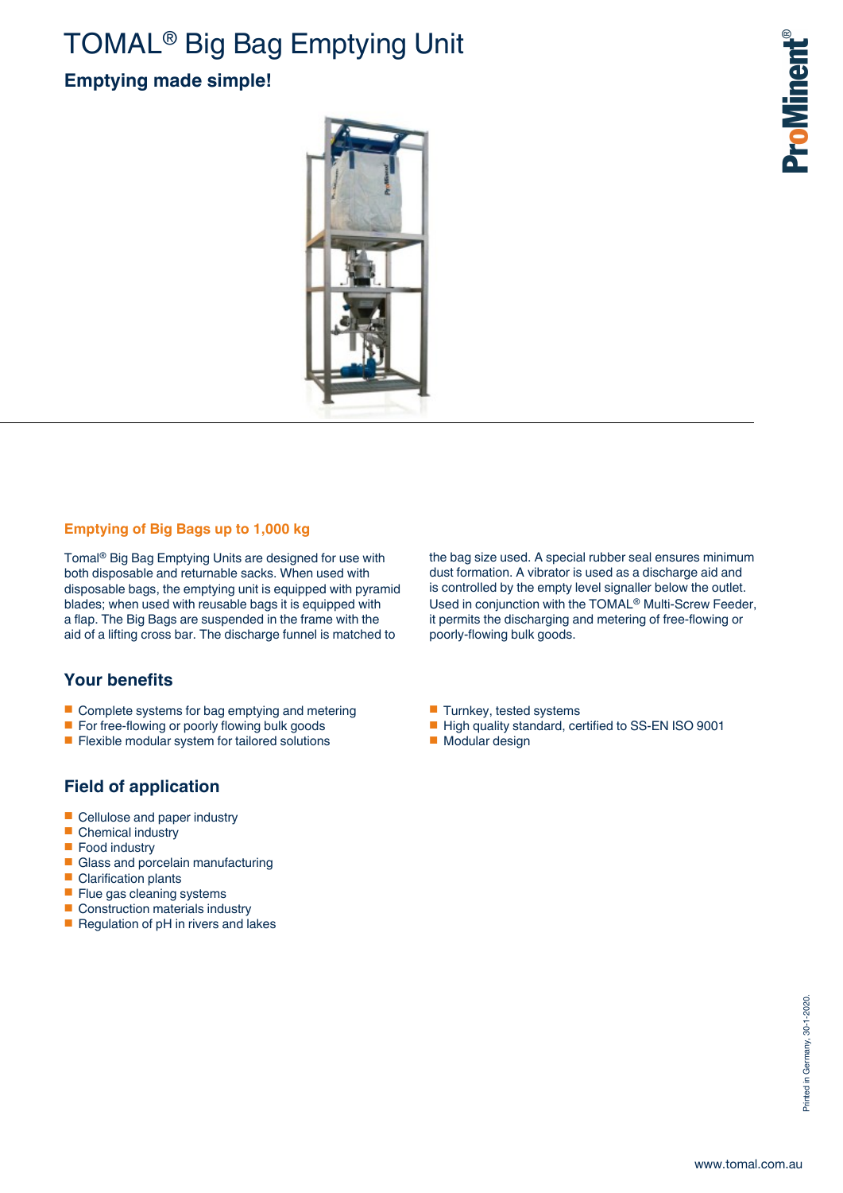# TOMAL® Big Bag Emptying Unit

## Emptying made simple!

### Emptying of Big Bags up to 1,000 kg

Tomal® Big Bag Emptying Units are designed for use with both disposable and returnable sacks. When used with disposable bags, the emptying unit is equipped with pyramid blades; when used with reusable bags it is equipped with a flap. The Big Bags are suspended in the frame with the aid of a lifting cross bar. The discharge funnel is matched to the bag size used. A special rubber seal ensures minimum dust formation. A vibrator is used as a discharge aid and is controlled by the empty level signaller below the outlet. Used in conjunction with the TOMAL® Multi-Screw Feeder, it permits the discharging and metering of free-flowing or poorly-flowing bulk goods.

## Your benefits

- Complete systems for bag emptying and metering
- For free-flowing or poorly flowing bulk goods
- Flexible modular system for tailored solutions
- Turnkey, tested systems
- High quality standard, certified to SS-EN ISO 9001
- Modular design

## Field of application

- Cellulose and paper industry
- Chemical industry
- Food industry
- Glass and porcelain manufacturing
- Clarification plants
- Flue gas cleaning systems
- Construction materials industry
- Regulation of pH in rivers and lakes

Printed in Germany, 30-1-2020.

www.tomal.com.au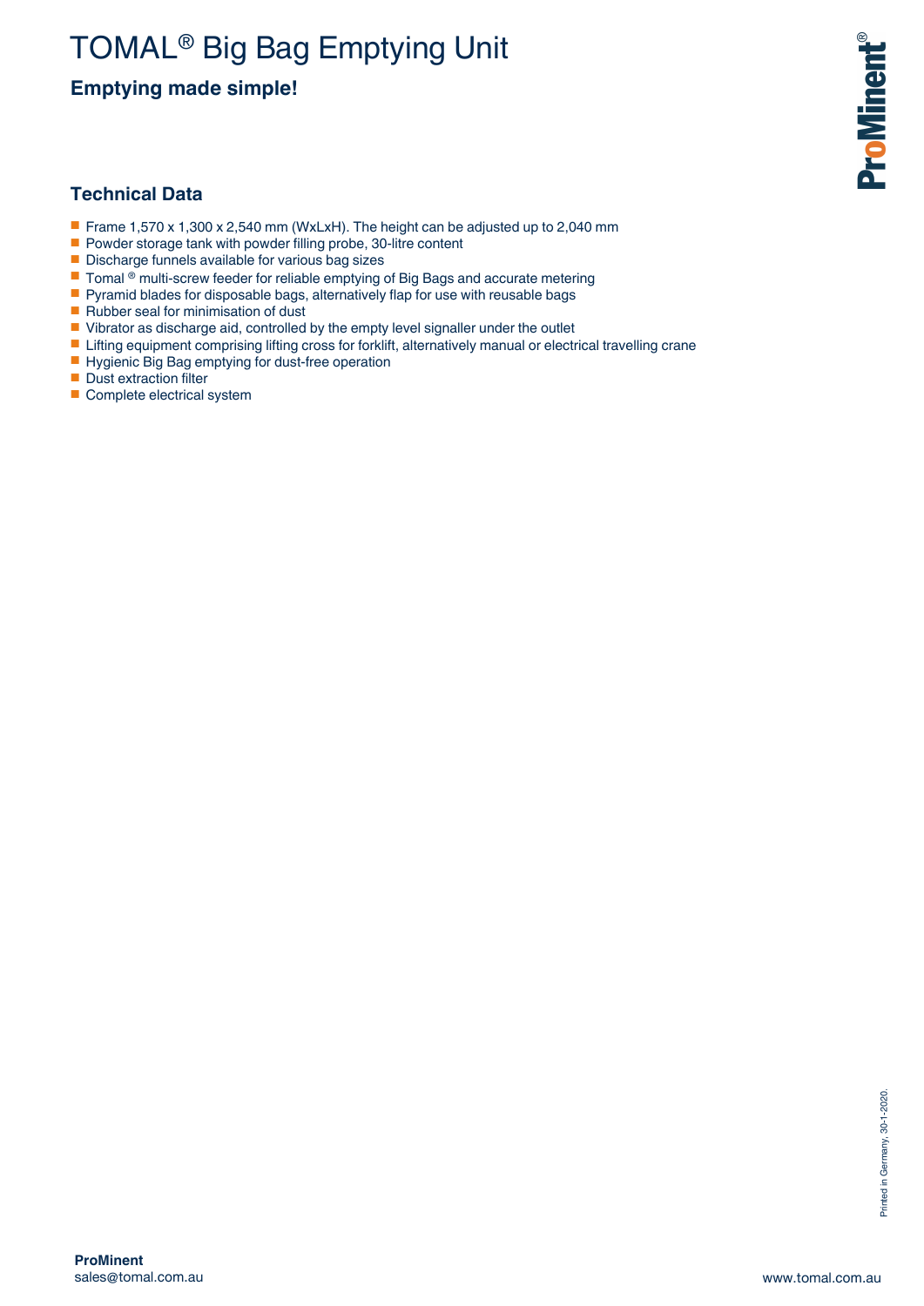# TOMAL® Big Bag Emptying Unit

**Emptying made simple!**

## Technical Data

- Frame 1,570 x 1,300 x 2,540 mm (WxLxH). The height can be adjusted up to 2,040 mm
- Powder storage tank with powder filling probe, 30-litre content
- Discharge funnels available for various bag sizes
- Tomal ® multi-screw feeder for reliable emptying of Big Bags and accurate metering
- Pyramid blades for disposable bags, alternatively flap for use with reusable bags
- Rubber seal for minimisation of dust
- Vibrator as discharge aid, controlled by the empty level signaller under the outlet
- Lifting equipment comprising lifting cross for forklift, alternatively manual or electrical travelling crane
- Hygienic Big Bag emptying for dust-free operation
- Dust extraction filter
- Complete electrical system

Printed in Germany, 30-1-2020.

**ProMinent**
sales@tomal.com.au

www.tomal.com.au